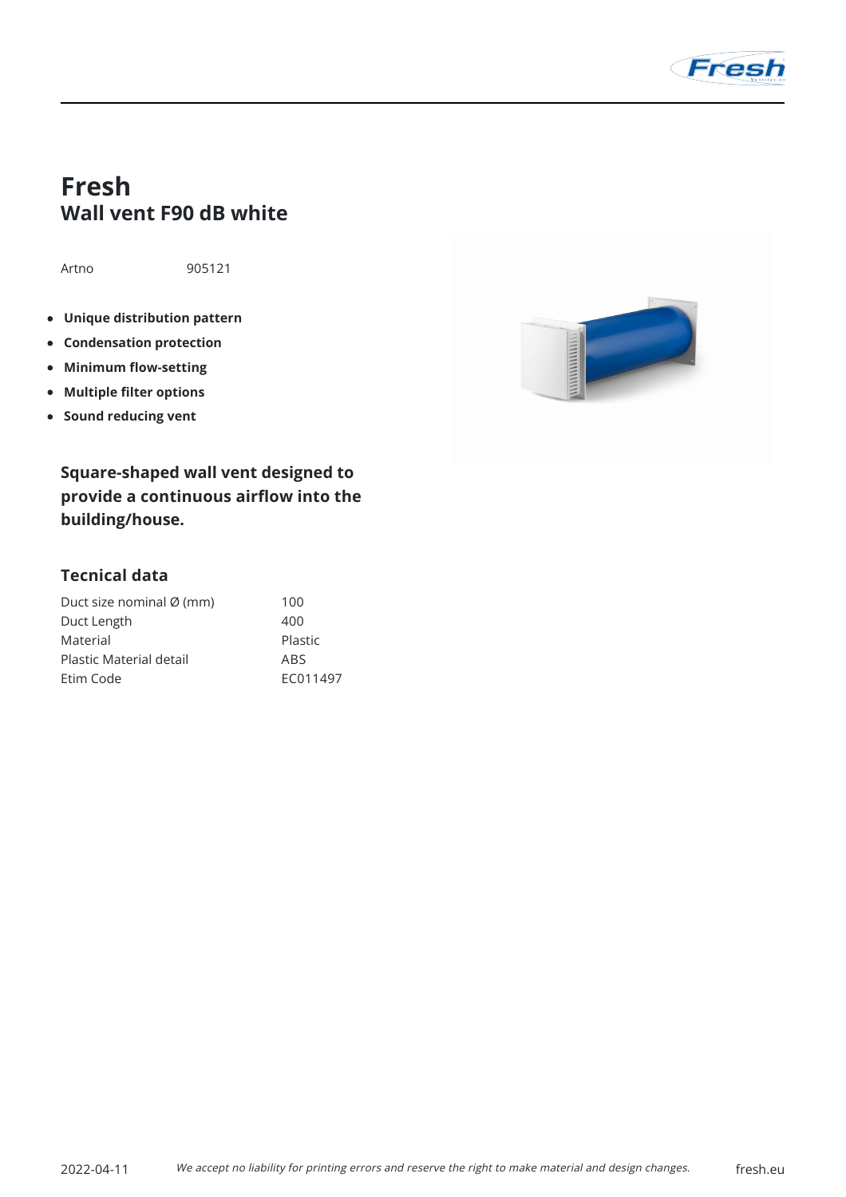# Fresh
## Wall vent F90 dB white

Artno 905121

- **Unique distribution pattern**
- **Condensation protection**
- **Minimum flow-setting**
- **Multiple filter options**
- **Sound reducing vent**

**Square-shaped wall vent designed to provide a continuous airflow into the building/house.**

### Tecnical data

| | |
|---|---|
| Duct size nominal Ø (mm) | 100 |
| Duct Length | 400 |
| Material | Plastic |
| Plastic Material detail | ABS |
| Etim Code | EC011497 |

2022-04-11 *We accept no liability for printing errors and reserve the right to make material and design changes.* fresh.eu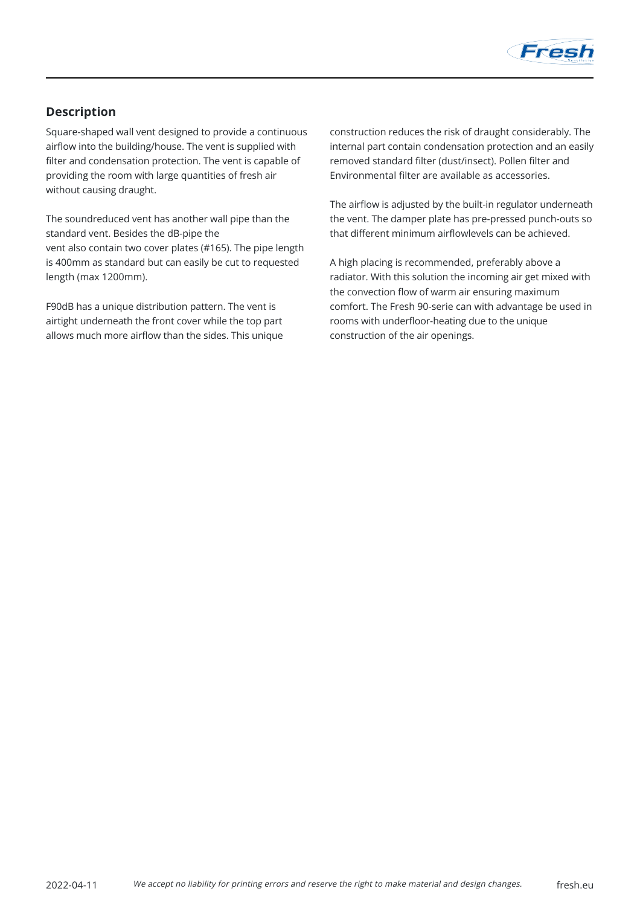## Description

Square-shaped wall vent designed to provide a continuous airflow into the building/house. The vent is supplied with filter and condensation protection. The vent is capable of providing the room with large quantities of fresh air without causing draught.

The soundreduced vent has another wall pipe than the standard vent. Besides the dB-pipe the vent also contain two cover plates (#165). The pipe length is 400mm as standard but can easily be cut to requested length (max 1200mm).

F90dB has a unique distribution pattern. The vent is airtight underneath the front cover while the top part allows much more airflow than the sides. This unique construction reduces the risk of draught considerably. The internal part contain condensation protection and an easily removed standard filter (dust/insect). Pollen filter and Environmental filter are available as accessories.

The airflow is adjusted by the built-in regulator underneath the vent. The damper plate has pre-pressed punch-outs so that different minimum airflowlevels can be achieved.

A high placing is recommended, preferably above a radiator. With this solution the incoming air get mixed with the convection flow of warm air ensuring maximum comfort. The Fresh 90-serie can with advantage be used in rooms with underfloor-heating due to the unique construction of the air openings.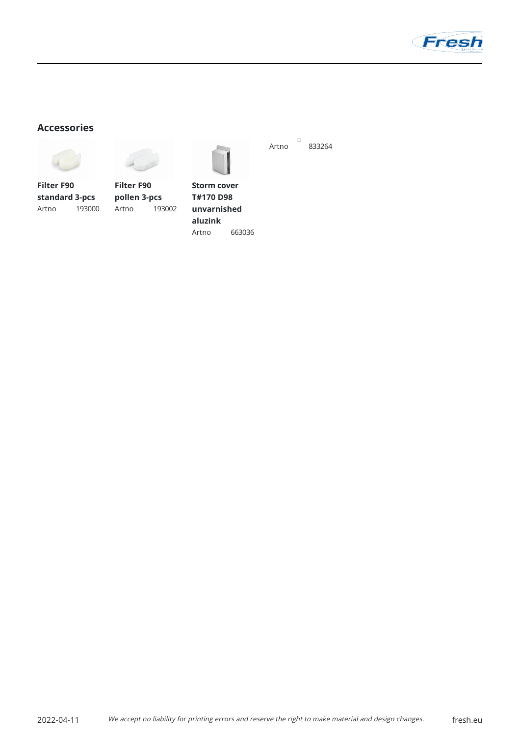## Accessories

**Filter F90 standard 3-pcs**
Artno 193000

**Filter F90 pollen 3-pcs**
Artno 193002

**Storm cover T#170 D98 unvarnished aluzink**
Artno 663036

Artno 833264